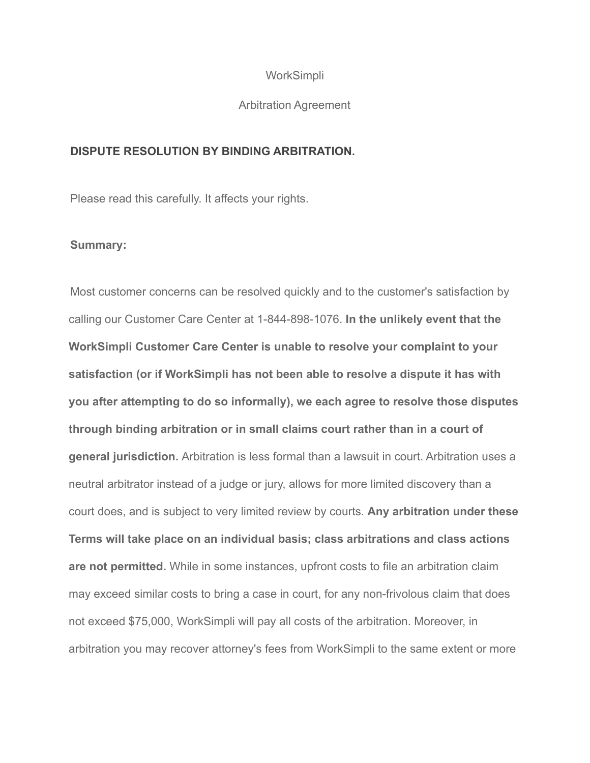WorkSimpli

Arbitration Agreement

**DISPUTE RESOLUTION BY BINDING ARBITRATION.**

Please read this carefully. It affects your rights.

**Summary:**

Most customer concerns can be resolved quickly and to the customer's satisfaction by calling our Customer Care Center at 1-844-898-1076. **In the unlikely event that the WorkSimpli Customer Care Center is unable to resolve your complaint to your satisfaction (or if WorkSimpli has not been able to resolve a dispute it has with you after attempting to do so informally), we each agree to resolve those disputes through binding arbitration or in small claims court rather than in a court of general jurisdiction.** Arbitration is less formal than a lawsuit in court. Arbitration uses a neutral arbitrator instead of a judge or jury, allows for more limited discovery than a court does, and is subject to very limited review by courts. **Any arbitration under these Terms will take place on an individual basis; class arbitrations and class actions are not permitted.** While in some instances, upfront costs to file an arbitration claim may exceed similar costs to bring a case in court, for any non-frivolous claim that does not exceed $75,000, WorkSimpli will pay all costs of the arbitration. Moreover, in arbitration you may recover attorney's fees from WorkSimpli to the same extent or more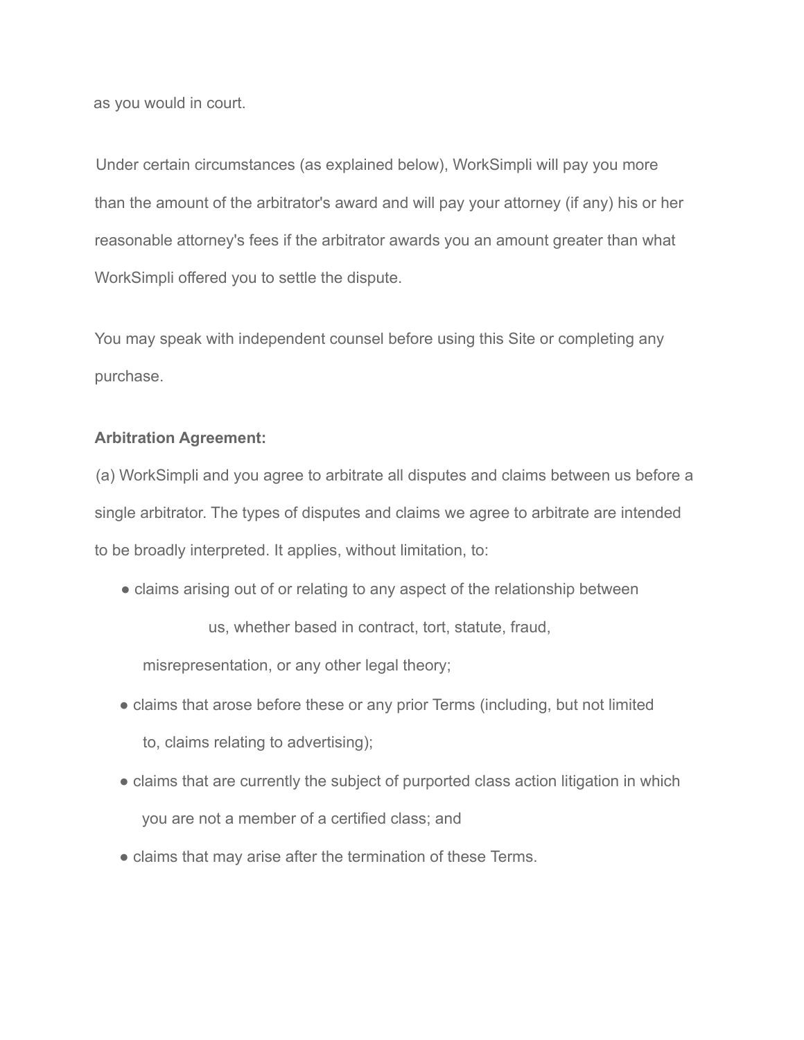as you would in court.

Under certain circumstances (as explained below), WorkSimpli will pay you more than the amount of the arbitrator's award and will pay your attorney (if any) his or her reasonable attorney's fees if the arbitrator awards you an amount greater than what WorkSimpli offered you to settle the dispute.

You may speak with independent counsel before using this Site or completing any purchase.

**Arbitration Agreement:**

(a) WorkSimpli and you agree to arbitrate all disputes and claims between us before a single arbitrator. The types of disputes and claims we agree to arbitrate are intended to be broadly interpreted. It applies, without limitation, to:

- claims arising out of or relating to any aspect of the relationship between us, whether based in contract, tort, statute, fraud, misrepresentation, or any other legal theory;
- claims that arose before these or any prior Terms (including, but not limited to, claims relating to advertising);
- claims that are currently the subject of purported class action litigation in which you are not a member of a certified class; and
- claims that may arise after the termination of these Terms.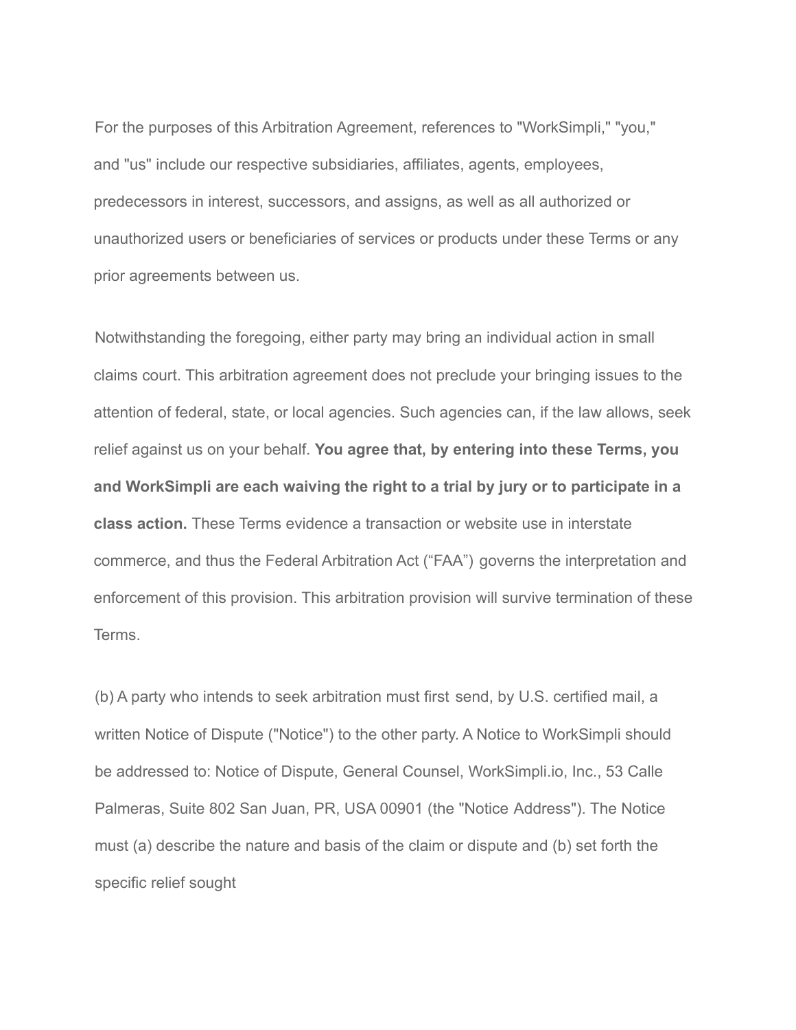For the purposes of this Arbitration Agreement, references to "WorkSimpli," "you," and "us" include our respective subsidiaries, affiliates, agents, employees, predecessors in interest, successors, and assigns, as well as all authorized or unauthorized users or beneficiaries of services or products under these Terms or any prior agreements between us.

Notwithstanding the foregoing, either party may bring an individual action in small claims court. This arbitration agreement does not preclude your bringing issues to the attention of federal, state, or local agencies. Such agencies can, if the law allows, seek relief against us on your behalf. **You agree that, by entering into these Terms, you and WorkSimpli are each waiving the right to a trial by jury or to participate in a class action.** These Terms evidence a transaction or website use in interstate commerce, and thus the Federal Arbitration Act ("FAA") governs the interpretation and enforcement of this provision. This arbitration provision will survive termination of these Terms.

(b) A party who intends to seek arbitration must first send, by U.S. certified mail, a written Notice of Dispute ("Notice") to the other party. A Notice to WorkSimpli should be addressed to: Notice of Dispute, General Counsel, WorkSimpli.io, Inc., 53 Calle Palmeras, Suite 802 San Juan, PR, USA 00901 (the "Notice Address"). The Notice must (a) describe the nature and basis of the claim or dispute and (b) set forth the specific relief sought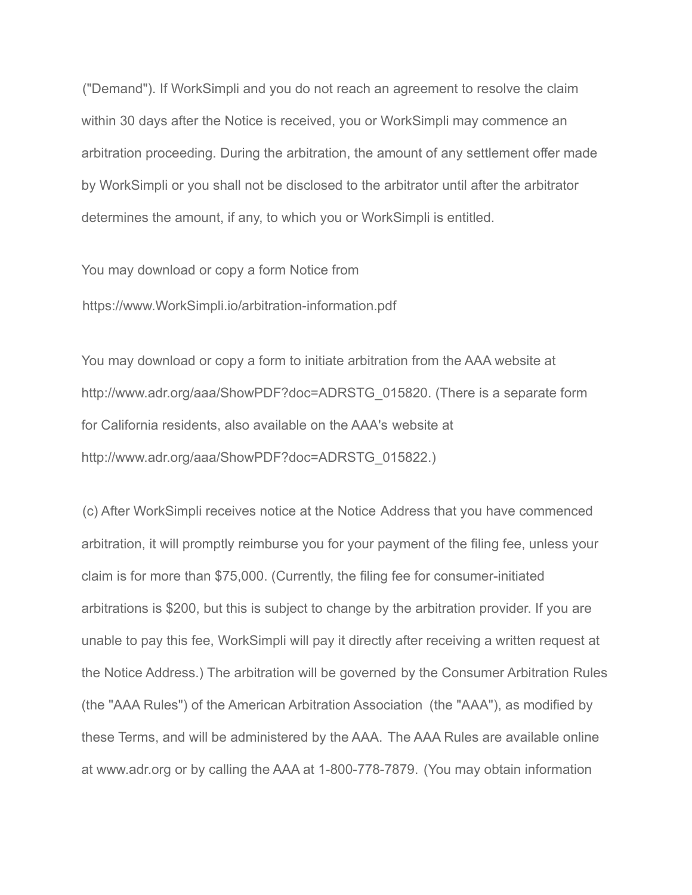("Demand"). If WorkSimpli and you do not reach an agreement to resolve the claim within 30 days after the Notice is received, you or WorkSimpli may commence an arbitration proceeding. During the arbitration, the amount of any settlement offer made by WorkSimpli or you shall not be disclosed to the arbitrator until after the arbitrator determines the amount, if any, to which you or WorkSimpli is entitled.

You may download or copy a form Notice from

https://www.WorkSimpli.io/arbitration-information.pdf

You may download or copy a form to initiate arbitration from the AAA website at http://www.adr.org/aaa/ShowPDF?doc=ADRSTG_015820. (There is a separate form for California residents, also available on the AAA's website at http://www.adr.org/aaa/ShowPDF?doc=ADRSTG_015822.)

(c) After WorkSimpli receives notice at the Notice Address that you have commenced arbitration, it will promptly reimburse you for your payment of the filing fee, unless your claim is for more than $75,000. (Currently, the filing fee for consumer-initiated arbitrations is $200, but this is subject to change by the arbitration provider. If you are unable to pay this fee, WorkSimpli will pay it directly after receiving a written request at the Notice Address.) The arbitration will be governed by the Consumer Arbitration Rules (the "AAA Rules") of the American Arbitration Association (the "AAA"), as modified by these Terms, and will be administered by the AAA. The AAA Rules are available online at www.adr.org or by calling the AAA at 1-800-778-7879. (You may obtain information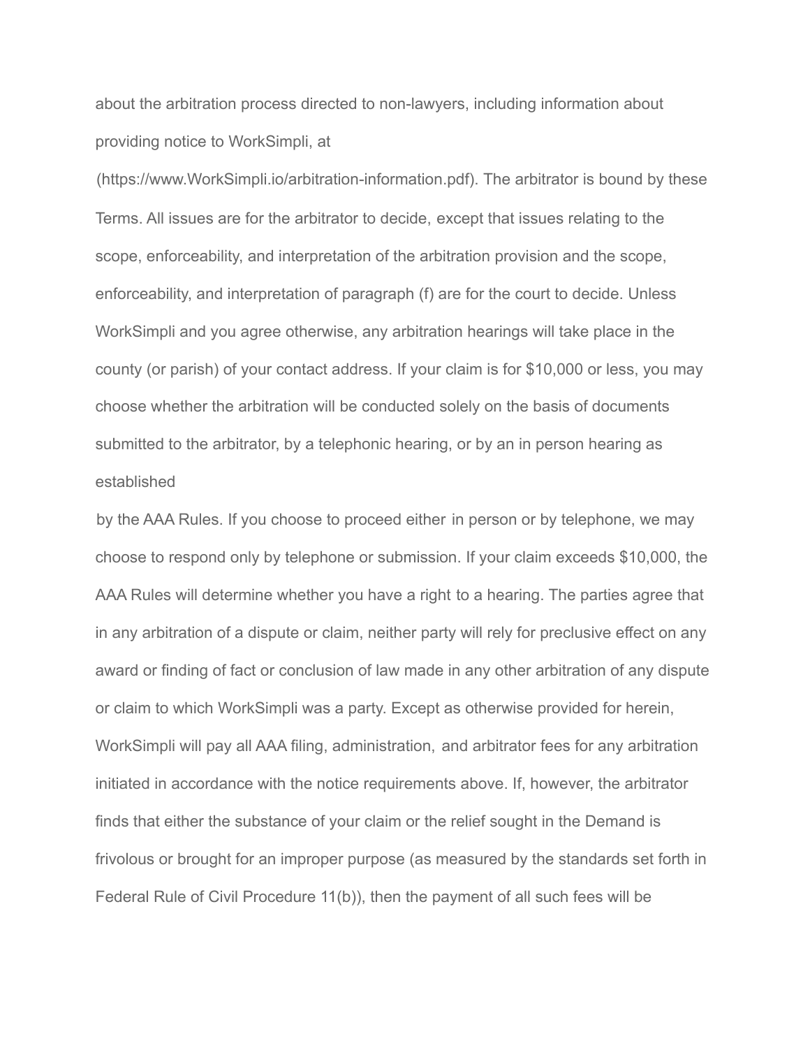about the arbitration process directed to non-lawyers, including information about providing notice to WorkSimpli, at (https://www.WorkSimpli.io/arbitration-information.pdf). The arbitrator is bound by these Terms. All issues are for the arbitrator to decide, except that issues relating to the scope, enforceability, and interpretation of the arbitration provision and the scope, enforceability, and interpretation of paragraph (f) are for the court to decide. Unless WorkSimpli and you agree otherwise, any arbitration hearings will take place in the county (or parish) of your contact address. If your claim is for $10,000 or less, you may choose whether the arbitration will be conducted solely on the basis of documents submitted to the arbitrator, by a telephonic hearing, or by an in person hearing as established by the AAA Rules. If you choose to proceed either in person or by telephone, we may choose to respond only by telephone or submission. If your claim exceeds $10,000, the AAA Rules will determine whether you have a right to a hearing. The parties agree that in any arbitration of a dispute or claim, neither party will rely for preclusive effect on any award or finding of fact or conclusion of law made in any other arbitration of any dispute or claim to which WorkSimpli was a party. Except as otherwise provided for herein, WorkSimpli will pay all AAA filing, administration, and arbitrator fees for any arbitration initiated in accordance with the notice requirements above. If, however, the arbitrator finds that either the substance of your claim or the relief sought in the Demand is frivolous or brought for an improper purpose (as measured by the standards set forth in Federal Rule of Civil Procedure 11(b)), then the payment of all such fees will be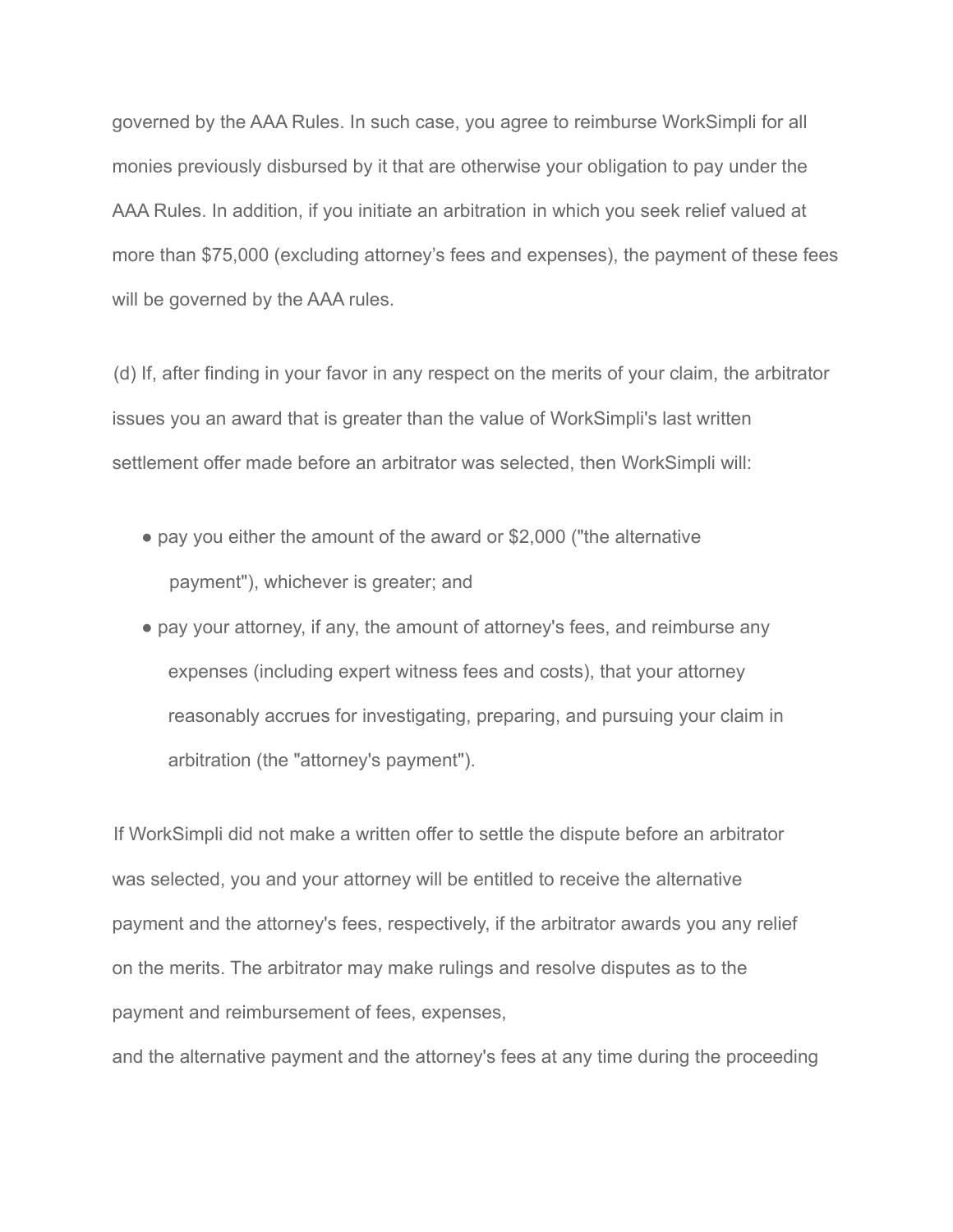governed by the AAA Rules. In such case, you agree to reimburse WorkSimpli for all monies previously disbursed by it that are otherwise your obligation to pay under the AAA Rules. In addition, if you initiate an arbitration in which you seek relief valued at more than $75,000 (excluding attorney's fees and expenses), the payment of these fees will be governed by the AAA rules.

(d) If, after finding in your favor in any respect on the merits of your claim, the arbitrator issues you an award that is greater than the value of WorkSimpli's last written settlement offer made before an arbitrator was selected, then WorkSimpli will:

- pay you either the amount of the award or $2,000 ("the alternative payment"), whichever is greater; and
- pay your attorney, if any, the amount of attorney's fees, and reimburse any expenses (including expert witness fees and costs), that your attorney reasonably accrues for investigating, preparing, and pursuing your claim in arbitration (the "attorney's payment").

If WorkSimpli did not make a written offer to settle the dispute before an arbitrator was selected, you and your attorney will be entitled to receive the alternative payment and the attorney's fees, respectively, if the arbitrator awards you any relief on the merits. The arbitrator may make rulings and resolve disputes as to the payment and reimbursement of fees, expenses,
and the alternative payment and the attorney's fees at any time during the proceeding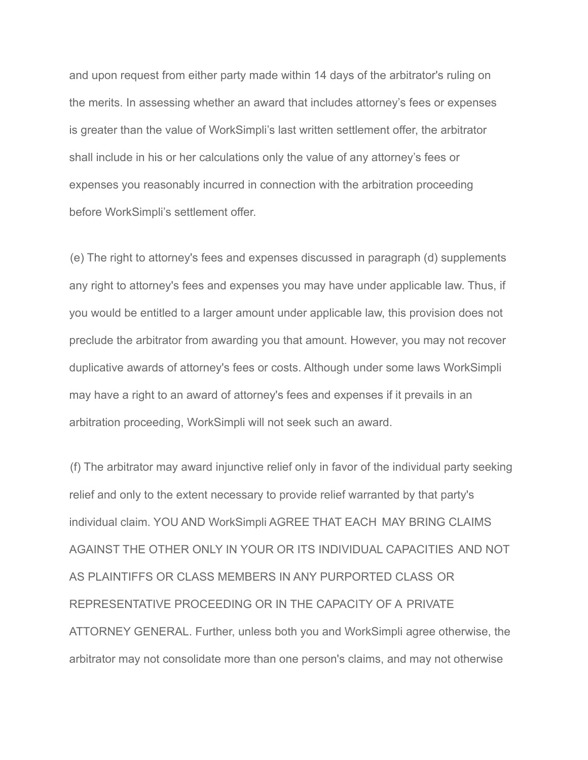and upon request from either party made within 14 days of the arbitrator's ruling on the merits. In assessing whether an award that includes attorney's fees or expenses is greater than the value of WorkSimpli's last written settlement offer, the arbitrator shall include in his or her calculations only the value of any attorney's fees or expenses you reasonably incurred in connection with the arbitration proceeding before WorkSimpli's settlement offer.

(e) The right to attorney's fees and expenses discussed in paragraph (d) supplements any right to attorney's fees and expenses you may have under applicable law. Thus, if you would be entitled to a larger amount under applicable law, this provision does not preclude the arbitrator from awarding you that amount. However, you may not recover duplicative awards of attorney's fees or costs. Although under some laws WorkSimpli may have a right to an award of attorney's fees and expenses if it prevails in an arbitration proceeding, WorkSimpli will not seek such an award.

(f) The arbitrator may award injunctive relief only in favor of the individual party seeking relief and only to the extent necessary to provide relief warranted by that party's individual claim. YOU AND WorkSimpli AGREE THAT EACH MAY BRING CLAIMS AGAINST THE OTHER ONLY IN YOUR OR ITS INDIVIDUAL CAPACITIES AND NOT AS PLAINTIFFS OR CLASS MEMBERS IN ANY PURPORTED CLASS OR REPRESENTATIVE PROCEEDING OR IN THE CAPACITY OF A PRIVATE ATTORNEY GENERAL. Further, unless both you and WorkSimpli agree otherwise, the arbitrator may not consolidate more than one person's claims, and may not otherwise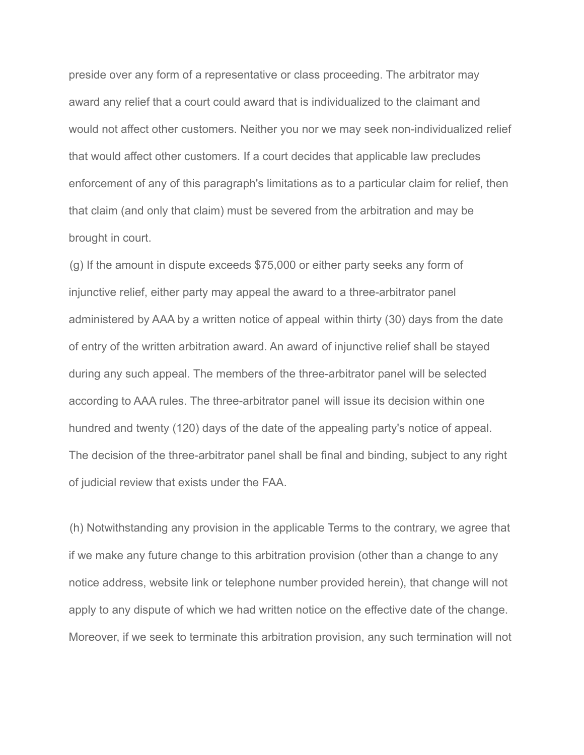preside over any form of a representative or class proceeding. The arbitrator may award any relief that a court could award that is individualized to the claimant and would not affect other customers. Neither you nor we may seek non-individualized relief that would affect other customers. If a court decides that applicable law precludes enforcement of any of this paragraph's limitations as to a particular claim for relief, then that claim (and only that claim) must be severed from the arbitration and may be brought in court.

(g) If the amount in dispute exceeds $75,000 or either party seeks any form of injunctive relief, either party may appeal the award to a three-arbitrator panel administered by AAA by a written notice of appeal within thirty (30) days from the date of entry of the written arbitration award. An award of injunctive relief shall be stayed during any such appeal. The members of the three-arbitrator panel will be selected according to AAA rules. The three-arbitrator panel will issue its decision within one hundred and twenty (120) days of the date of the appealing party's notice of appeal. The decision of the three-arbitrator panel shall be final and binding, subject to any right of judicial review that exists under the FAA.

(h) Notwithstanding any provision in the applicable Terms to the contrary, we agree that if we make any future change to this arbitration provision (other than a change to any notice address, website link or telephone number provided herein), that change will not apply to any dispute of which we had written notice on the effective date of the change. Moreover, if we seek to terminate this arbitration provision, any such termination will not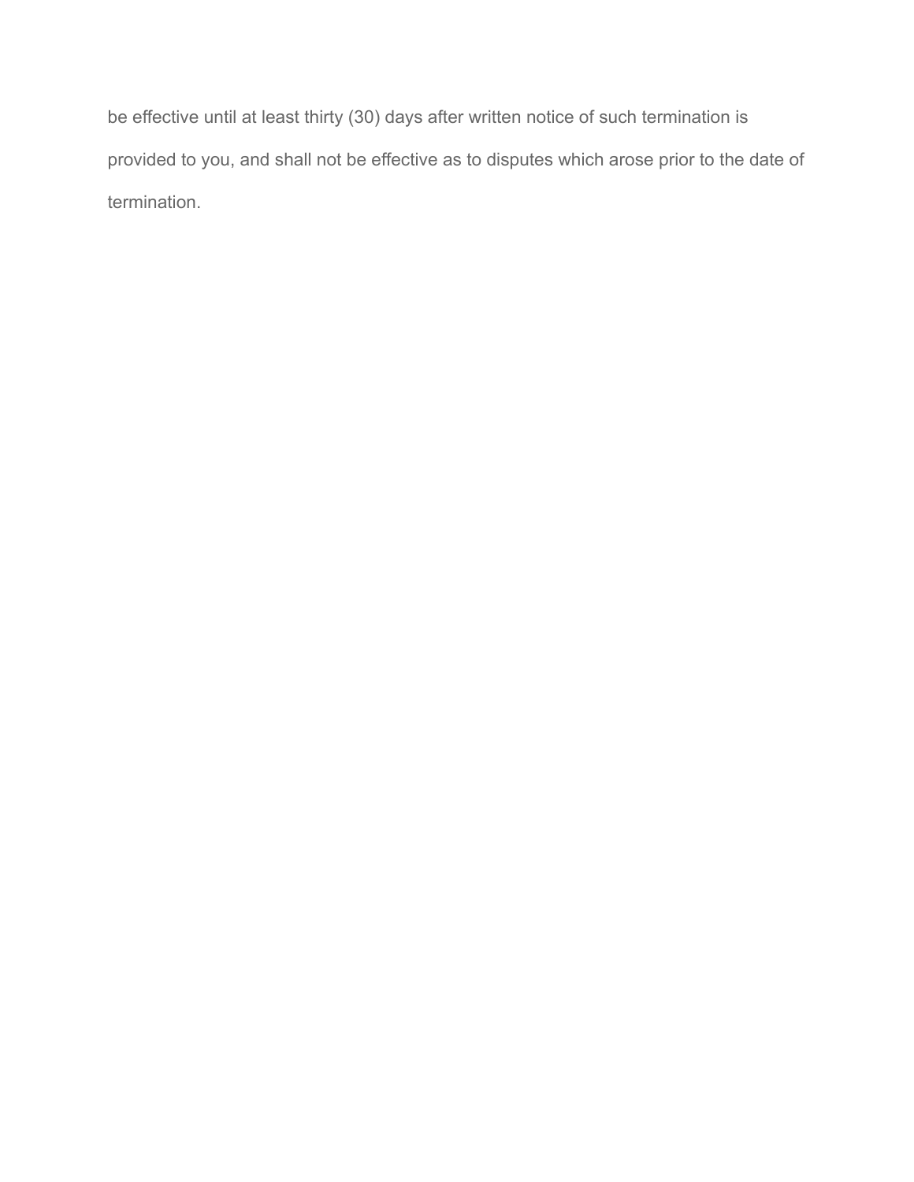be effective until at least thirty (30) days after written notice of such termination is provided to you, and shall not be effective as to disputes which arose prior to the date of termination.